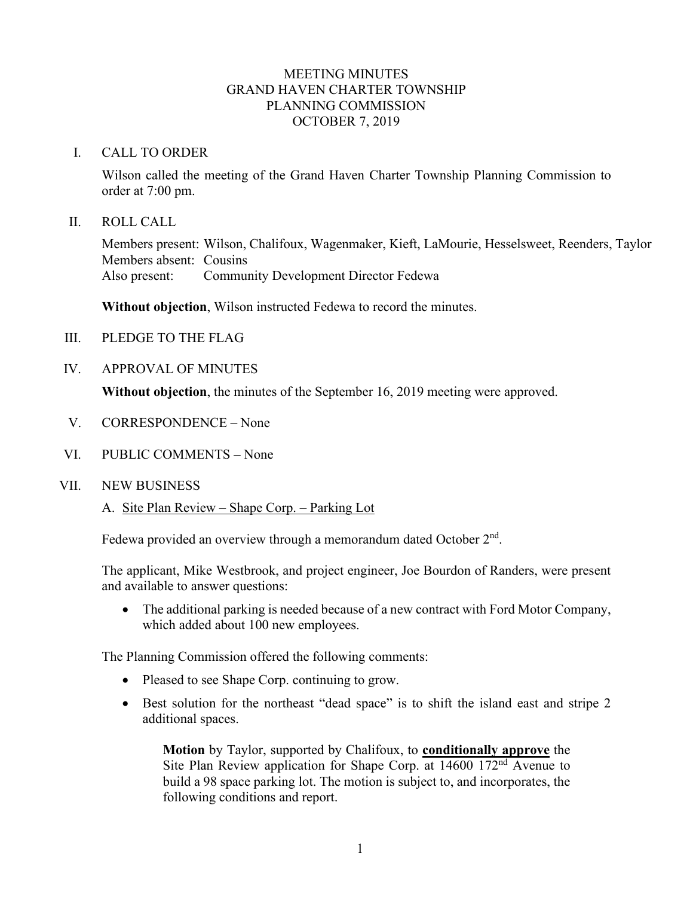# MEETING MINUTES
# GRAND HAVEN CHARTER TOWNSHIP
# PLANNING COMMISSION
# OCTOBER 7, 2019

## I. CALL TO ORDER

Wilson called the meeting of the Grand Haven Charter Township Planning Commission to order at 7:00 pm.

## II. ROLL CALL

Members present: Wilson, Chalifoux, Wagenmaker, Kieft, LaMourie, Hesselsweet, Reenders, Taylor
Members absent: Cousins
Also present: Community Development Director Fedewa

**Without objection**, Wilson instructed Fedewa to record the minutes.

## III. PLEDGE TO THE FLAG

## IV. APPROVAL OF MINUTES

**Without objection**, the minutes of the September 16, 2019 meeting were approved.

## V. CORRESPONDENCE – None

## VI. PUBLIC COMMENTS – None

## VII. NEW BUSINESS

### A. Site Plan Review – Shape Corp. – Parking Lot

Fedewa provided an overview through a memorandum dated October 2nd.

The applicant, Mike Westbrook, and project engineer, Joe Bourdon of Randers, were present and available to answer questions:

- The additional parking is needed because of a new contract with Ford Motor Company, which added about 100 new employees.

The Planning Commission offered the following comments:

- Pleased to see Shape Corp. continuing to grow.
- Best solution for the northeast "dead space" is to shift the island east and stripe 2 additional spaces.

> **Motion** by Taylor, supported by Chalifoux, to **conditionally approve** the Site Plan Review application for Shape Corp. at 14600 172nd Avenue to build a 98 space parking lot. The motion is subject to, and incorporates, the following conditions and report.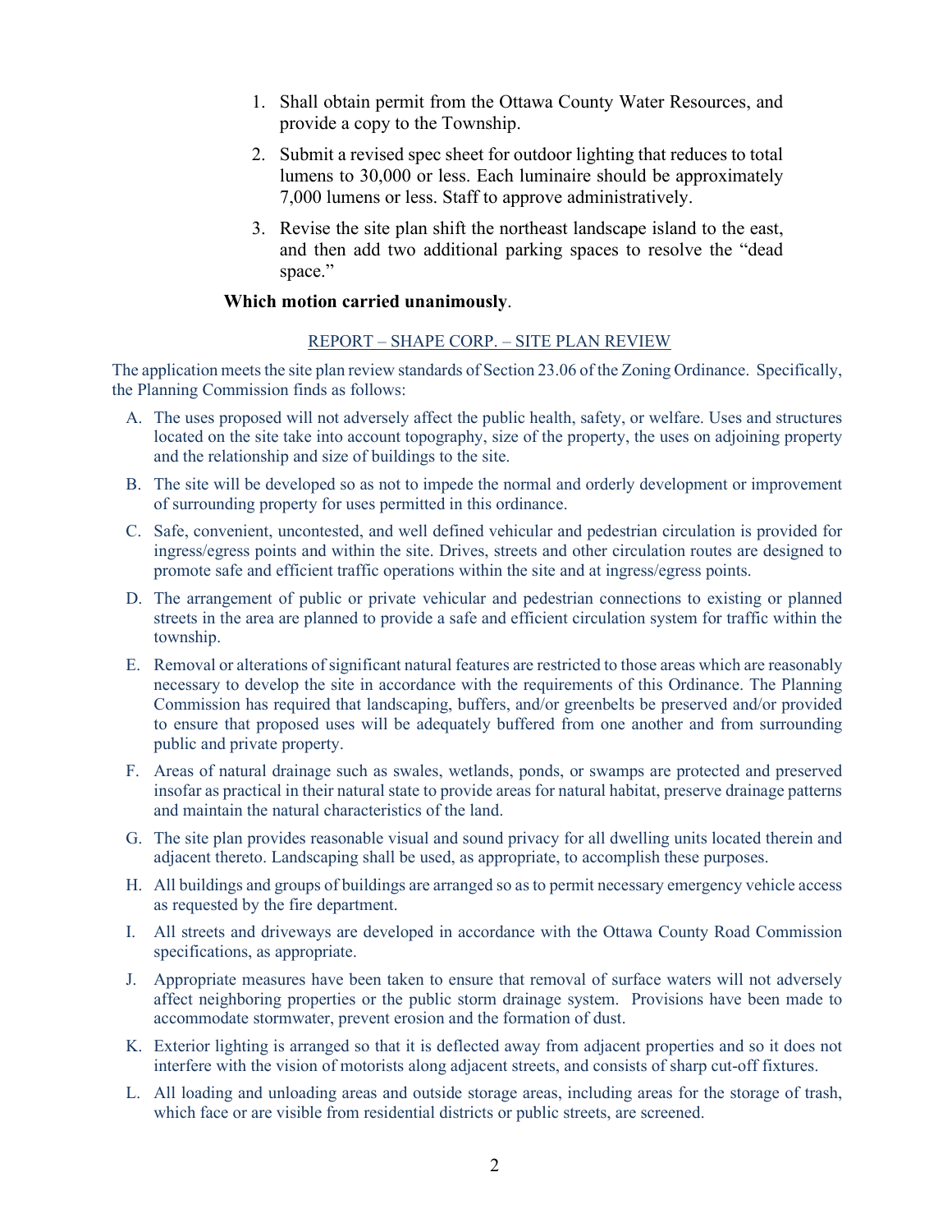1. Shall obtain permit from the Ottawa County Water Resources, and provide a copy to the Township.
2. Submit a revised spec sheet for outdoor lighting that reduces to total lumens to 30,000 or less. Each luminaire should be approximately 7,000 lumens or less. Staff to approve administratively.
3. Revise the site plan shift the northeast landscape island to the east, and then add two additional parking spaces to resolve the "dead space."

**Which motion carried unanimously**.

## REPORT – SHAPE CORP. – SITE PLAN REVIEW

The application meets the site plan review standards of Section 23.06 of the Zoning Ordinance. Specifically, the Planning Commission finds as follows:

A. The uses proposed will not adversely affect the public health, safety, or welfare. Uses and structures located on the site take into account topography, size of the property, the uses on adjoining property and the relationship and size of buildings to the site.

B. The site will be developed so as not to impede the normal and orderly development or improvement of surrounding property for uses permitted in this ordinance.

C. Safe, convenient, uncontested, and well defined vehicular and pedestrian circulation is provided for ingress/egress points and within the site. Drives, streets and other circulation routes are designed to promote safe and efficient traffic operations within the site and at ingress/egress points.

D. The arrangement of public or private vehicular and pedestrian connections to existing or planned streets in the area are planned to provide a safe and efficient circulation system for traffic within the township.

E. Removal or alterations of significant natural features are restricted to those areas which are reasonably necessary to develop the site in accordance with the requirements of this Ordinance. The Planning Commission has required that landscaping, buffers, and/or greenbelts be preserved and/or provided to ensure that proposed uses will be adequately buffered from one another and from surrounding public and private property.

F. Areas of natural drainage such as swales, wetlands, ponds, or swamps are protected and preserved insofar as practical in their natural state to provide areas for natural habitat, preserve drainage patterns and maintain the natural characteristics of the land.

G. The site plan provides reasonable visual and sound privacy for all dwelling units located therein and adjacent thereto. Landscaping shall be used, as appropriate, to accomplish these purposes.

H. All buildings and groups of buildings are arranged so as to permit necessary emergency vehicle access as requested by the fire department.

I. All streets and driveways are developed in accordance with the Ottawa County Road Commission specifications, as appropriate.

J. Appropriate measures have been taken to ensure that removal of surface waters will not adversely affect neighboring properties or the public storm drainage system. Provisions have been made to accommodate stormwater, prevent erosion and the formation of dust.

K. Exterior lighting is arranged so that it is deflected away from adjacent properties and so it does not interfere with the vision of motorists along adjacent streets, and consists of sharp cut-off fixtures.

L. All loading and unloading areas and outside storage areas, including areas for the storage of trash, which face or are visible from residential districts or public streets, are screened.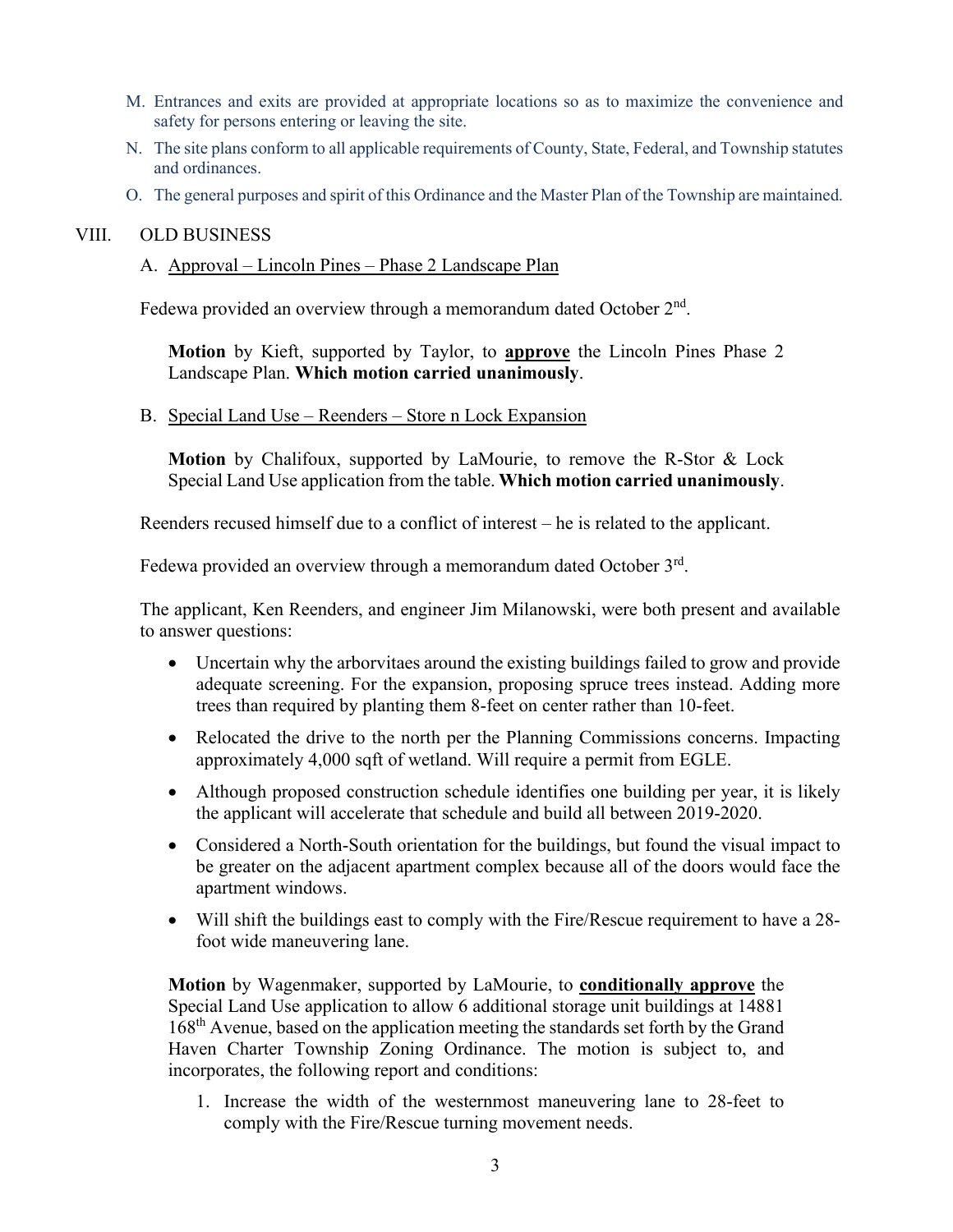M. Entrances and exits are provided at appropriate locations so as to maximize the convenience and safety for persons entering or leaving the site.

N. The site plans conform to all applicable requirements of County, State, Federal, and Township statutes and ordinances.

O. The general purposes and spirit of this Ordinance and the Master Plan of the Township are maintained.

## VIII. OLD BUSINESS

### A. Approval – Lincoln Pines – Phase 2 Landscape Plan

Fedewa provided an overview through a memorandum dated October 2nd.

> **Motion** by Kieft, supported by Taylor, to **approve** the Lincoln Pines Phase 2 Landscape Plan. **Which motion carried unanimously**.

### B. Special Land Use – Reenders – Store n Lock Expansion

> **Motion** by Chalifoux, supported by LaMourie, to remove the R-Stor & Lock Special Land Use application from the table. **Which motion carried unanimously**.

Reenders recused himself due to a conflict of interest – he is related to the applicant.

Fedewa provided an overview through a memorandum dated October 3rd.

The applicant, Ken Reenders, and engineer Jim Milanowski, were both present and available to answer questions:

- Uncertain why the arborvitaes around the existing buildings failed to grow and provide adequate screening. For the expansion, proposing spruce trees instead. Adding more trees than required by planting them 8-feet on center rather than 10-feet.
- Relocated the drive to the north per the Planning Commissions concerns. Impacting approximately 4,000 sqft of wetland. Will require a permit from EGLE.
- Although proposed construction schedule identifies one building per year, it is likely the applicant will accelerate that schedule and build all between 2019-2020.
- Considered a North-South orientation for the buildings, but found the visual impact to be greater on the adjacent apartment complex because all of the doors would face the apartment windows.
- Will shift the buildings east to comply with the Fire/Rescue requirement to have a 28-foot wide maneuvering lane.

> **Motion** by Wagenmaker, supported by LaMourie, to **conditionally approve** the Special Land Use application to allow 6 additional storage unit buildings at 14881 168th Avenue, based on the application meeting the standards set forth by the Grand Haven Charter Township Zoning Ordinance. The motion is subject to, and incorporates, the following report and conditions:
>
> 1. Increase the width of the westernmost maneuvering lane to 28-feet to comply with the Fire/Rescue turning movement needs.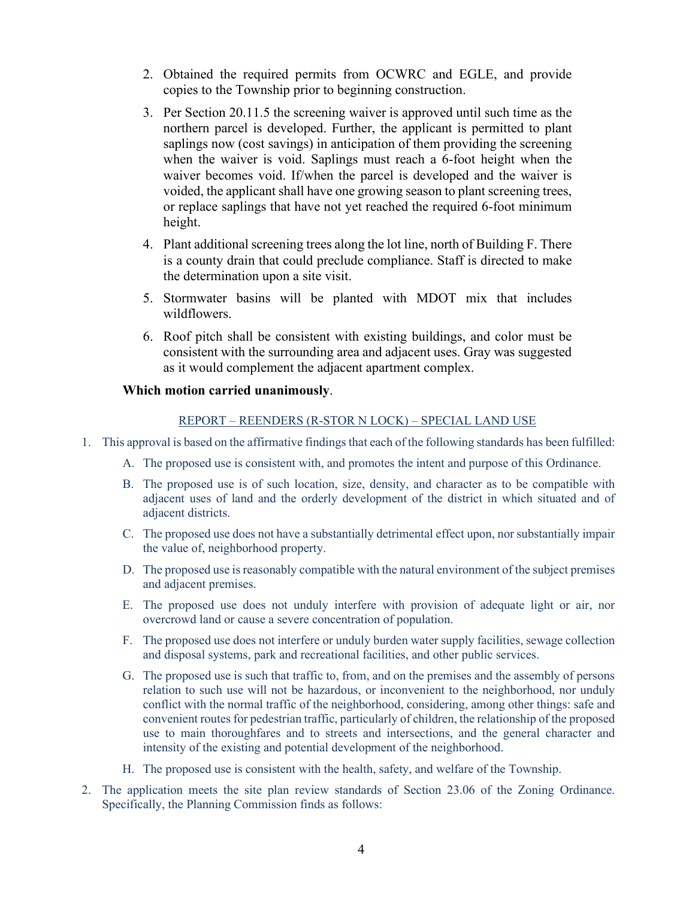2. Obtained the required permits from OCWRC and EGLE, and provide copies to the Township prior to beginning construction.
3. Per Section 20.11.5 the screening waiver is approved until such time as the northern parcel is developed. Further, the applicant is permitted to plant saplings now (cost savings) in anticipation of them providing the screening when the waiver is void. Saplings must reach a 6-foot height when the waiver becomes void. If/when the parcel is developed and the waiver is voided, the applicant shall have one growing season to plant screening trees, or replace saplings that have not yet reached the required 6-foot minimum height.
4. Plant additional screening trees along the lot line, north of Building F. There is a county drain that could preclude compliance. Staff is directed to make the determination upon a site visit.
5. Stormwater basins will be planted with MDOT mix that includes wildflowers.
6. Roof pitch shall be consistent with existing buildings, and color must be consistent with the surrounding area and adjacent uses. Gray was suggested as it would complement the adjacent apartment complex.

**Which motion carried unanimously**.

REPORT – REENDERS (R-STOR N LOCK) – SPECIAL LAND USE

1. This approval is based on the affirmative findings that each of the following standards has been fulfilled:
   A. The proposed use is consistent with, and promotes the intent and purpose of this Ordinance.
   B. The proposed use is of such location, size, density, and character as to be compatible with adjacent uses of land and the orderly development of the district in which situated and of adjacent districts.
   C. The proposed use does not have a substantially detrimental effect upon, nor substantially impair the value of, neighborhood property.
   D. The proposed use is reasonably compatible with the natural environment of the subject premises and adjacent premises.
   E. The proposed use does not unduly interfere with provision of adequate light or air, nor overcrowd land or cause a severe concentration of population.
   F. The proposed use does not interfere or unduly burden water supply facilities, sewage collection and disposal systems, park and recreational facilities, and other public services.
   G. The proposed use is such that traffic to, from, and on the premises and the assembly of persons relation to such use will not be hazardous, or inconvenient to the neighborhood, nor unduly conflict with the normal traffic of the neighborhood, considering, among other things: safe and convenient routes for pedestrian traffic, particularly of children, the relationship of the proposed use to main thoroughfares and to streets and intersections, and the general character and intensity of the existing and potential development of the neighborhood.
   H. The proposed use is consistent with the health, safety, and welfare of the Township.
2. The application meets the site plan review standards of Section 23.06 of the Zoning Ordinance. Specifically, the Planning Commission finds as follows: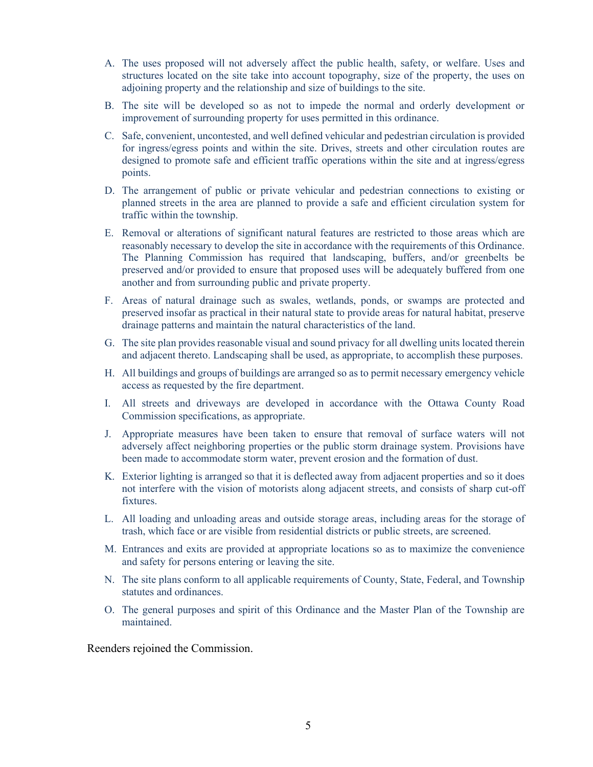A. The uses proposed will not adversely affect the public health, safety, or welfare. Uses and structures located on the site take into account topography, size of the property, the uses on adjoining property and the relationship and size of buildings to the site.

B. The site will be developed so as not to impede the normal and orderly development or improvement of surrounding property for uses permitted in this ordinance.

C. Safe, convenient, uncontested, and well defined vehicular and pedestrian circulation is provided for ingress/egress points and within the site. Drives, streets and other circulation routes are designed to promote safe and efficient traffic operations within the site and at ingress/egress points.

D. The arrangement of public or private vehicular and pedestrian connections to existing or planned streets in the area are planned to provide a safe and efficient circulation system for traffic within the township.

E. Removal or alterations of significant natural features are restricted to those areas which are reasonably necessary to develop the site in accordance with the requirements of this Ordinance. The Planning Commission has required that landscaping, buffers, and/or greenbelts be preserved and/or provided to ensure that proposed uses will be adequately buffered from one another and from surrounding public and private property.

F. Areas of natural drainage such as swales, wetlands, ponds, or swamps are protected and preserved insofar as practical in their natural state to provide areas for natural habitat, preserve drainage patterns and maintain the natural characteristics of the land.

G. The site plan provides reasonable visual and sound privacy for all dwelling units located therein and adjacent thereto. Landscaping shall be used, as appropriate, to accomplish these purposes.

H. All buildings and groups of buildings are arranged so as to permit necessary emergency vehicle access as requested by the fire department.

I. All streets and driveways are developed in accordance with the Ottawa County Road Commission specifications, as appropriate.

J. Appropriate measures have been taken to ensure that removal of surface waters will not adversely affect neighboring properties or the public storm drainage system. Provisions have been made to accommodate storm water, prevent erosion and the formation of dust.

K. Exterior lighting is arranged so that it is deflected away from adjacent properties and so it does not interfere with the vision of motorists along adjacent streets, and consists of sharp cut-off fixtures.

L. All loading and unloading areas and outside storage areas, including areas for the storage of trash, which face or are visible from residential districts or public streets, are screened.

M. Entrances and exits are provided at appropriate locations so as to maximize the convenience and safety for persons entering or leaving the site.

N. The site plans conform to all applicable requirements of County, State, Federal, and Township statutes and ordinances.

O. The general purposes and spirit of this Ordinance and the Master Plan of the Township are maintained.

Reenders rejoined the Commission.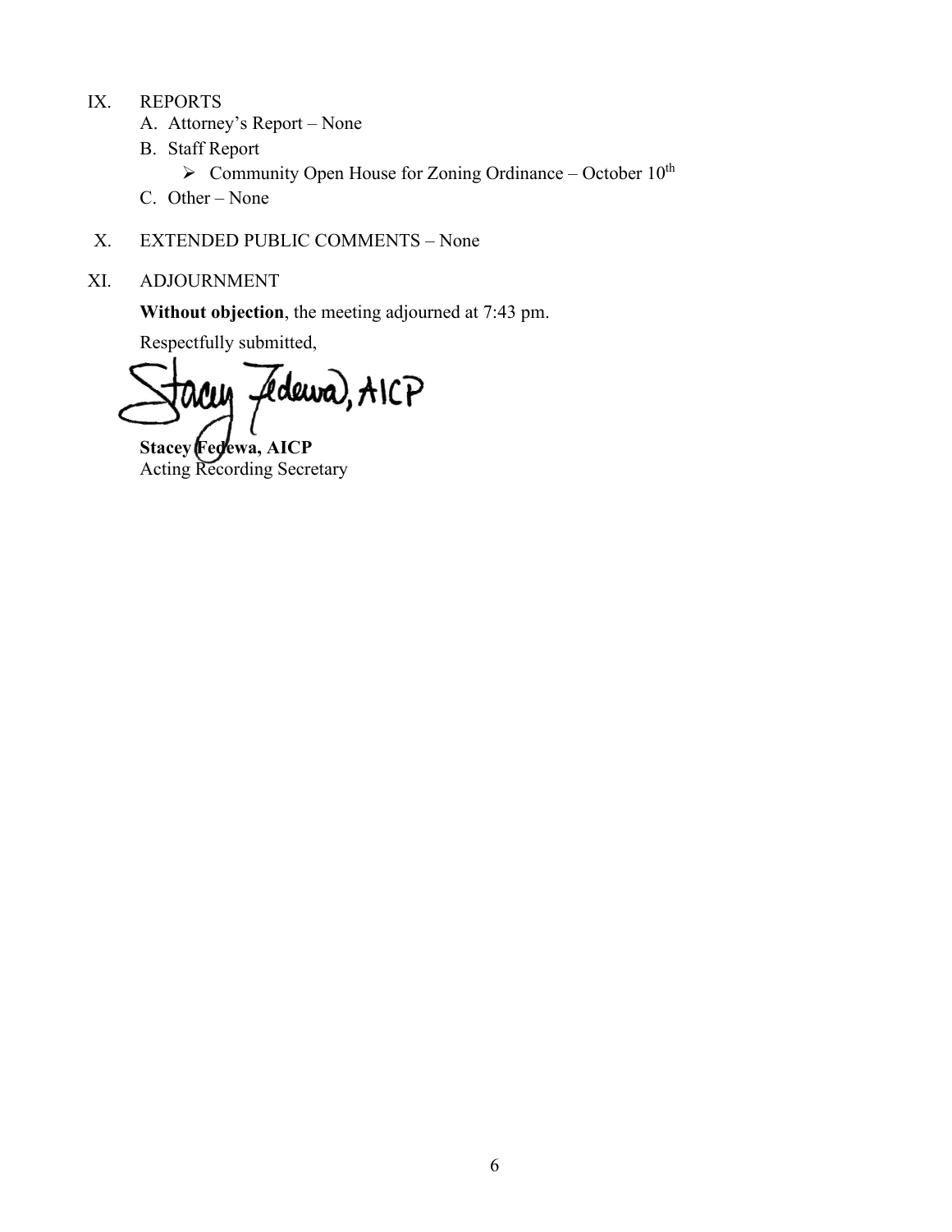IX. REPORTS

A. Attorney's Report – None

B. Staff Report

- Community Open House for Zoning Ordinance – October 10th

C. Other – None

X. EXTENDED PUBLIC COMMENTS – None

XI. ADJOURNMENT

**Without objection**, the meeting adjourned at 7:43 pm.

Respectfully submitted,

Stacey Fedewa, AICP

**Stacey Fedewa, AICP**
Acting Recording Secretary